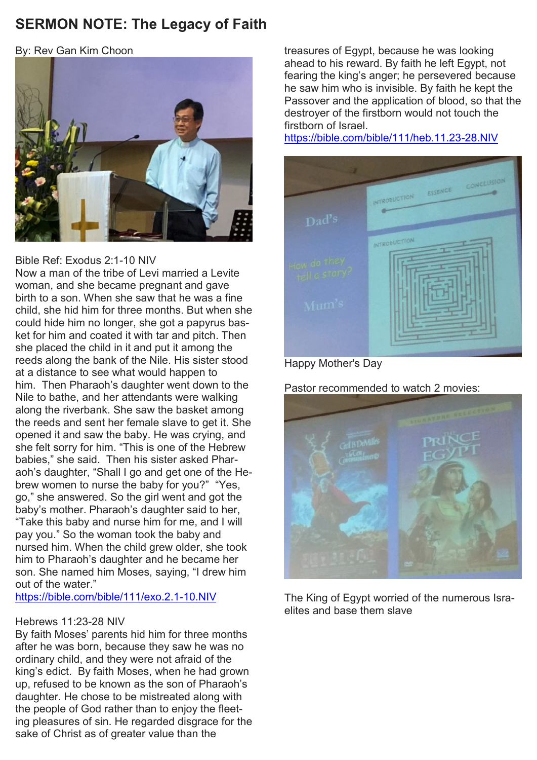# SERMON NOTE: The Legacy of Faith

By: Rev Gan Kim Choon

Bible Ref: Exodus 2:1-10 NIV

Now a man of the tribe of Levi married a Levite woman, and she became pregnant and gave birth to a son. When she saw that he was a fine child, she hid him for three months. But when she could hide him no longer, she got a papyrus basket for him and coated it with tar and pitch. Then she placed the child in it and put it among the reeds along the bank of the Nile. His sister stood at a distance to see what would happen to him. Then Pharaoh's daughter went down to the Nile to bathe, and her attendants were walking along the riverbank. She saw the basket among the reeds and sent her female slave to get it. She opened it and saw the baby. He was crying, and she felt sorry for him. "This is one of the Hebrew babies," she said. Then his sister asked Pharaoh's daughter, "Shall I go and get one of the Hebrew women to nurse the baby for you?" "Yes, go," she answered. So the girl went and got the baby's mother. Pharaoh's daughter said to her, "Take this baby and nurse him for me, and I will pay you." So the woman took the baby and nursed him. When the child grew older, she took him to Pharaoh's daughter and he became her son. She named him Moses, saying, "I drew him out of the water."

https://bible.com/bible/111/exo.2.1-10.NIV

Hebrews 11:23-28 NIV

By faith Moses' parents hid him for three months after he was born, because they saw he was no ordinary child, and they were not afraid of the king's edict. By faith Moses, when he had grown up, refused to be known as the son of Pharaoh's daughter. He chose to be mistreated along with the people of God rather than to enjoy the fleeting pleasures of sin. He regarded disgrace for the sake of Christ as of greater value than the treasures of Egypt, because he was looking ahead to his reward. By faith he left Egypt, not fearing the king's anger; he persevered because he saw him who is invisible. By faith he kept the Passover and the application of blood, so that the destroyer of the firstborn would not touch the firstborn of Israel.

https://bible.com/bible/111/heb.11.23-28.NIV

Happy Mother's Day

Pastor recommended to watch 2 movies:

The King of Egypt worried of the numerous Israelites and base them slave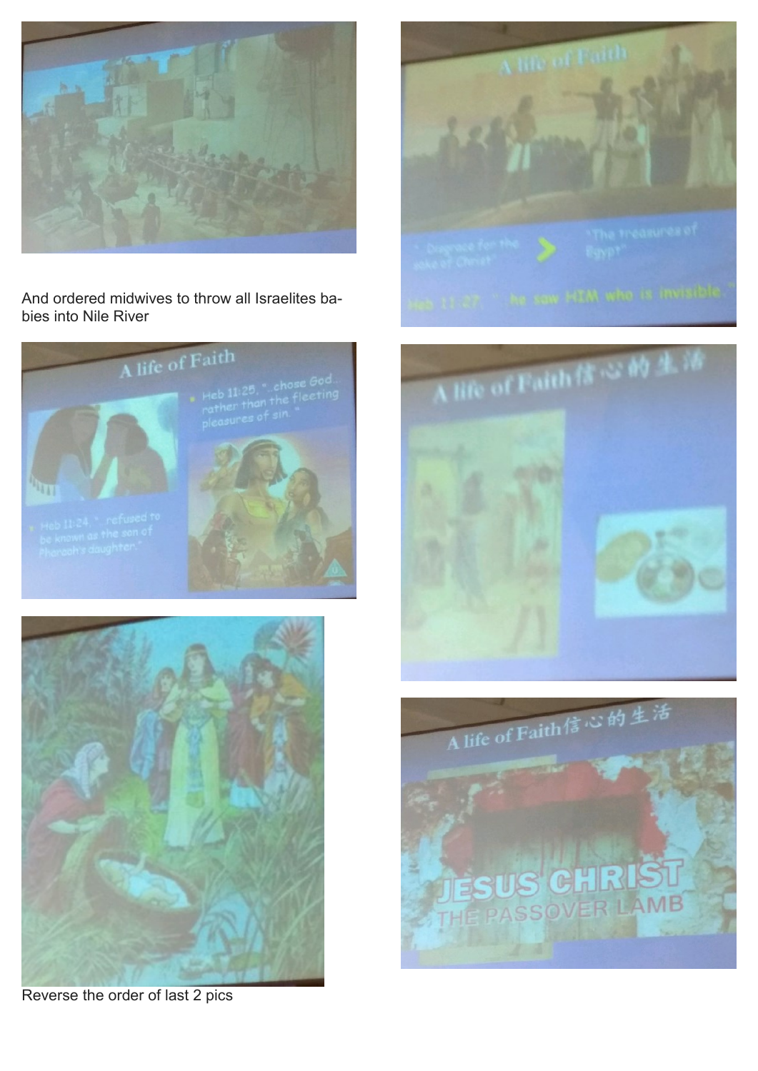And ordered midwives to throw all Israelites ba-bies into Nile River

Reverse the order of last 2 pics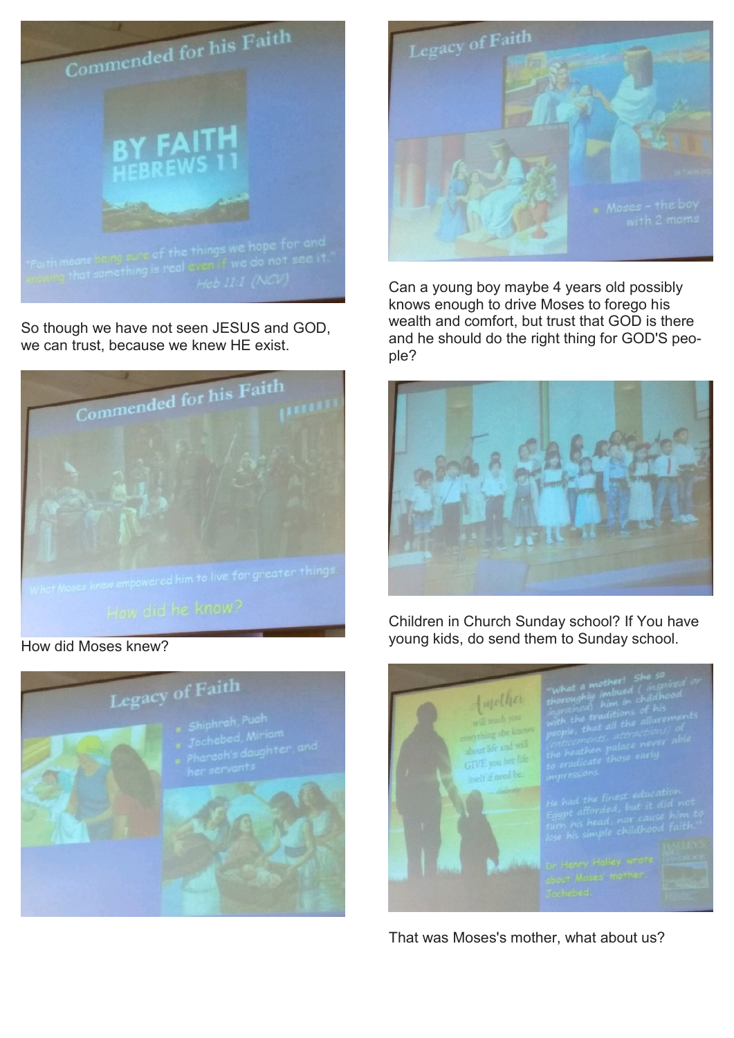So though we have not seen JESUS and GOD, we can trust, because we knew HE exist.

How did Moses knew?

Can a young boy maybe 4 years old possibly knows enough to drive Moses to forego his wealth and comfort, but trust that GOD is there and he should do the right thing for GOD'S people?

Children in Church Sunday school? If You have young kids, do send them to Sunday school.

That was Moses's mother, what about us?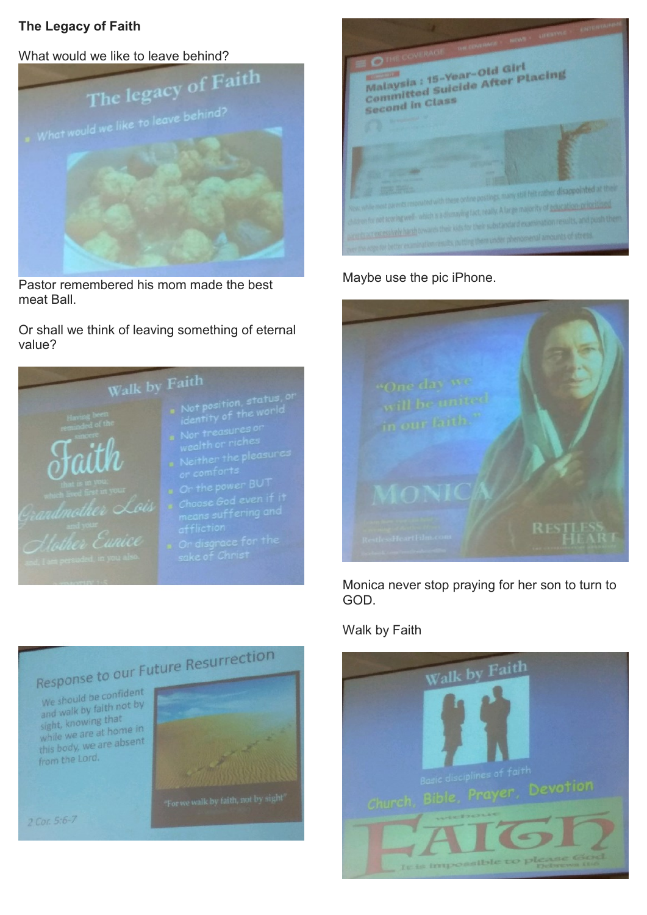**The Legacy of Faith**

What would we like to leave behind?

Pastor remembered his mom made the best meat Ball.

Or shall we think of leaving something of eternal value?

Maybe use the pic iPhone.

Monica never stop praying for her son to turn to GOD.

Walk by Faith